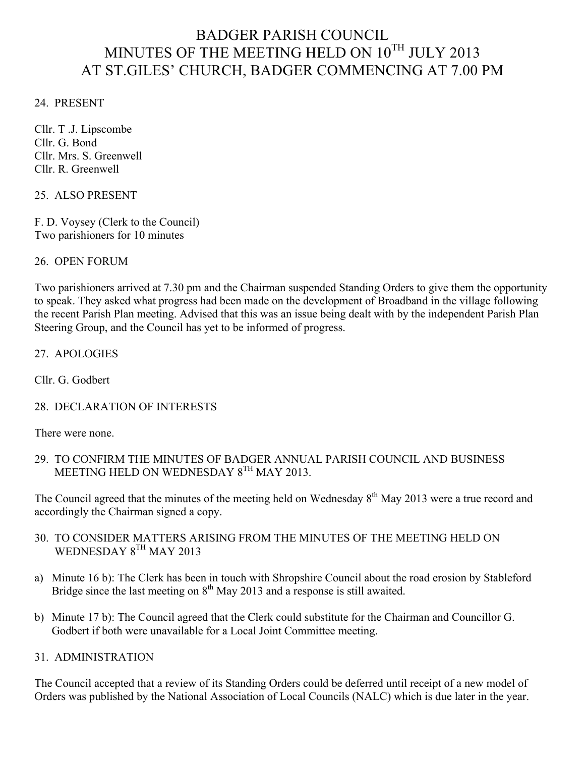# BADGER PARISH COUNCIL
# MINUTES OF THE MEETING HELD ON 10TH JULY 2013
# AT ST.GILES' CHURCH, BADGER COMMENCING AT 7.00 PM

24. PRESENT

Cllr. T .J. Lipscombe
Cllr. G. Bond
Cllr. Mrs. S. Greenwell
Cllr. R. Greenwell

25. ALSO PRESENT

F. D. Voysey (Clerk to the Council)
Two parishioners for 10 minutes

26. OPEN FORUM

Two parishioners arrived at 7.30 pm and the Chairman suspended Standing Orders to give them the opportunity to speak. They asked what progress had been made on the development of Broadband in the village following the recent Parish Plan meeting. Advised that this was an issue being dealt with by the independent Parish Plan Steering Group, and the Council has yet to be informed of progress.

27. APOLOGIES

Cllr. G. Godbert

28. DECLARATION OF INTERESTS

There were none.

29. TO CONFIRM THE MINUTES OF BADGER ANNUAL PARISH COUNCIL AND BUSINESS MEETING HELD ON WEDNESDAY 8TH MAY 2013.

The Council agreed that the minutes of the meeting held on Wednesday 8th May 2013 were a true record and accordingly the Chairman signed a copy.

30. TO CONSIDER MATTERS ARISING FROM THE MINUTES OF THE MEETING HELD ON WEDNESDAY 8TH MAY 2013

a) Minute 16 b): The Clerk has been in touch with Shropshire Council about the road erosion by Stableford Bridge since the last meeting on 8th May 2013 and a response is still awaited.

b) Minute 17 b): The Council agreed that the Clerk could substitute for the Chairman and Councillor G. Godbert if both were unavailable for a Local Joint Committee meeting.

31. ADMINISTRATION

The Council accepted that a review of its Standing Orders could be deferred until receipt of a new model of Orders was published by the National Association of Local Councils (NALC) which is due later in the year.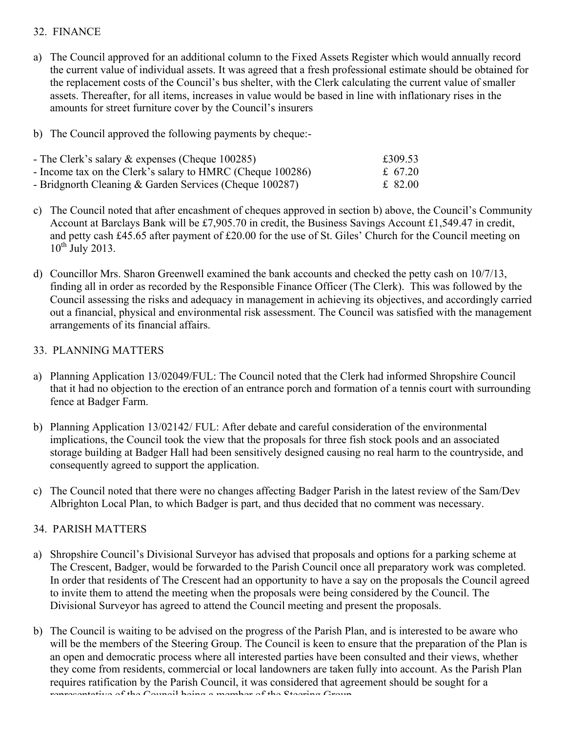## 32. FINANCE

a) The Council approved for an additional column to the Fixed Assets Register which would annually record the current value of individual assets. It was agreed that a fresh professional estimate should be obtained for the replacement costs of the Council's bus shelter, with the Clerk calculating the current value of smaller assets. Thereafter, for all items, increases in value would be based in line with inflationary rises in the amounts for street furniture cover by the Council's insurers

b) The Council approved the following payments by cheque:-

| | |
|---|---|
| - The Clerk's salary & expenses (Cheque 100285) | £309.53 |
| - Income tax on the Clerk's salary to HMRC (Cheque 100286) | £ 67.20 |
| - Bridgnorth Cleaning & Garden Services (Cheque 100287) | £ 82.00 |

c) The Council noted that after encashment of cheques approved in section b) above, the Council's Community Account at Barclays Bank will be £7,905.70 in credit, the Business Savings Account £1,549.47 in credit, and petty cash £45.65 after payment of £20.00 for the use of St. Giles' Church for the Council meeting on 10th July 2013.

d) Councillor Mrs. Sharon Greenwell examined the bank accounts and checked the petty cash on 10/7/13, finding all in order as recorded by the Responsible Finance Officer (The Clerk). This was followed by the Council assessing the risks and adequacy in management in achieving its objectives, and accordingly carried out a financial, physical and environmental risk assessment. The Council was satisfied with the management arrangements of its financial affairs.

## 33. PLANNING MATTERS

a) Planning Application 13/02049/FUL: The Council noted that the Clerk had informed Shropshire Council that it had no objection to the erection of an entrance porch and formation of a tennis court with surrounding fence at Badger Farm.

b) Planning Application 13/02142/ FUL: After debate and careful consideration of the environmental implications, the Council took the view that the proposals for three fish stock pools and an associated storage building at Badger Hall had been sensitively designed causing no real harm to the countryside, and consequently agreed to support the application.

c) The Council noted that there were no changes affecting Badger Parish in the latest review of the Sam/Dev Albrighton Local Plan, to which Badger is part, and thus decided that no comment was necessary.

## 34. PARISH MATTERS

a) Shropshire Council's Divisional Surveyor has advised that proposals and options for a parking scheme at The Crescent, Badger, would be forwarded to the Parish Council once all preparatory work was completed. In order that residents of The Crescent had an opportunity to have a say on the proposals the Council agreed to invite them to attend the meeting when the proposals were being considered by the Council. The Divisional Surveyor has agreed to attend the Council meeting and present the proposals.

b) The Council is waiting to be advised on the progress of the Parish Plan, and is interested to be aware who will be the members of the Steering Group. The Council is keen to ensure that the preparation of the Plan is an open and democratic process where all interested parties have been consulted and their views, whether they come from residents, commercial or local landowners are taken fully into account. As the Parish Plan requires ratification by the Parish Council, it was considered that agreement should be sought for a representative of the Council being a member of the Steering Group.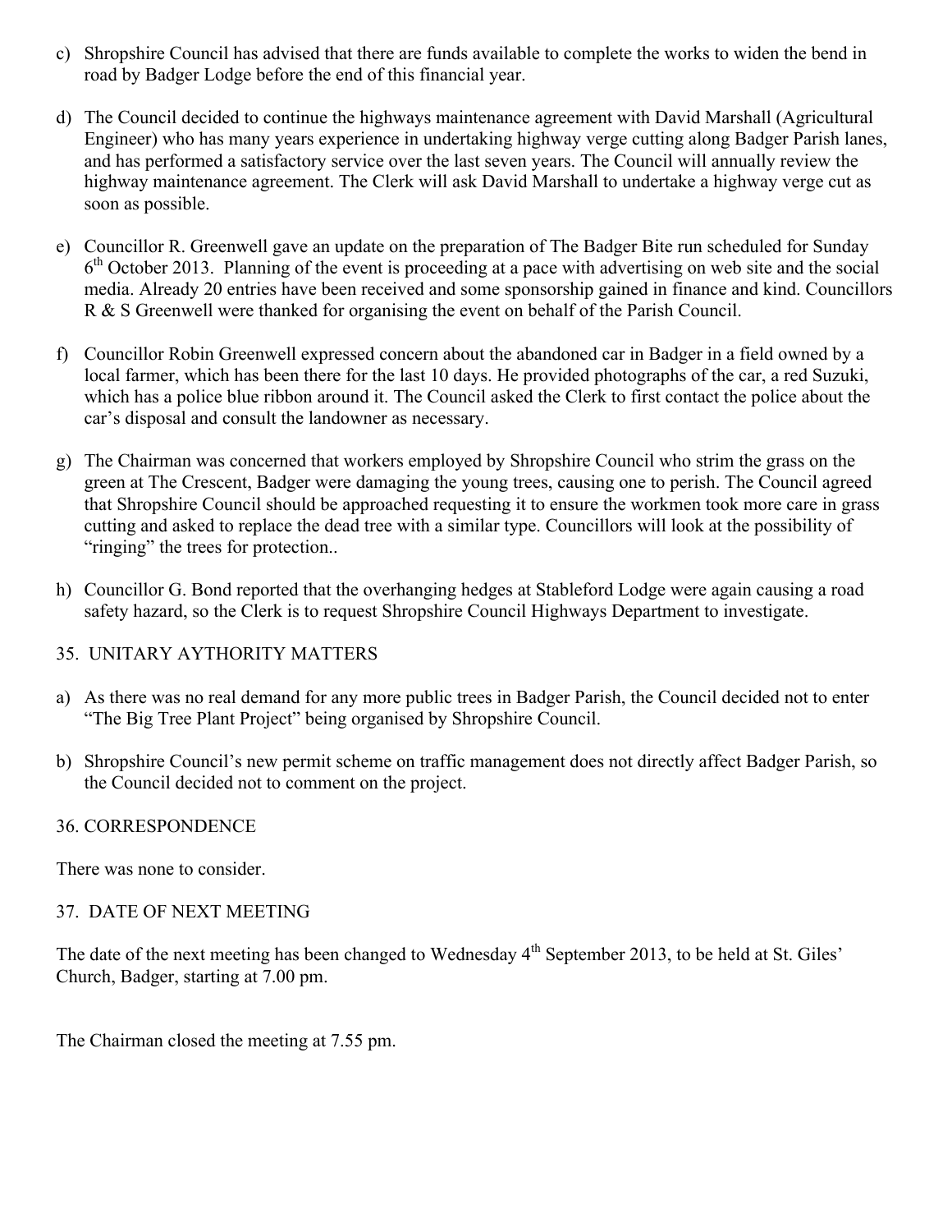c) Shropshire Council has advised that there are funds available to complete the works to widen the bend in road by Badger Lodge before the end of this financial year.

d) The Council decided to continue the highways maintenance agreement with David Marshall (Agricultural Engineer) who has many years experience in undertaking highway verge cutting along Badger Parish lanes, and has performed a satisfactory service over the last seven years. The Council will annually review the highway maintenance agreement. The Clerk will ask David Marshall to undertake a highway verge cut as soon as possible.

e) Councillor R. Greenwell gave an update on the preparation of The Badger Bite run scheduled for Sunday 6th October 2013. Planning of the event is proceeding at a pace with advertising on web site and the social media. Already 20 entries have been received and some sponsorship gained in finance and kind. Councillors R & S Greenwell were thanked for organising the event on behalf of the Parish Council.

f) Councillor Robin Greenwell expressed concern about the abandoned car in Badger in a field owned by a local farmer, which has been there for the last 10 days. He provided photographs of the car, a red Suzuki, which has a police blue ribbon around it. The Council asked the Clerk to first contact the police about the car's disposal and consult the landowner as necessary.

g) The Chairman was concerned that workers employed by Shropshire Council who strim the grass on the green at The Crescent, Badger were damaging the young trees, causing one to perish. The Council agreed that Shropshire Council should be approached requesting it to ensure the workmen took more care in grass cutting and asked to replace the dead tree with a similar type. Councillors will look at the possibility of "ringing" the trees for protection..

h) Councillor G. Bond reported that the overhanging hedges at Stableford Lodge were again causing a road safety hazard, so the Clerk is to request Shropshire Council Highways Department to investigate.

## 35. UNITARY AYTHORITY MATTERS

a) As there was no real demand for any more public trees in Badger Parish, the Council decided not to enter "The Big Tree Plant Project" being organised by Shropshire Council.

b) Shropshire Council's new permit scheme on traffic management does not directly affect Badger Parish, so the Council decided not to comment on the project.

## 36. CORRESPONDENCE

There was none to consider.

## 37. DATE OF NEXT MEETING

The date of the next meeting has been changed to Wednesday 4th September 2013, to be held at St. Giles' Church, Badger, starting at 7.00 pm.

The Chairman closed the meeting at 7.55 pm.